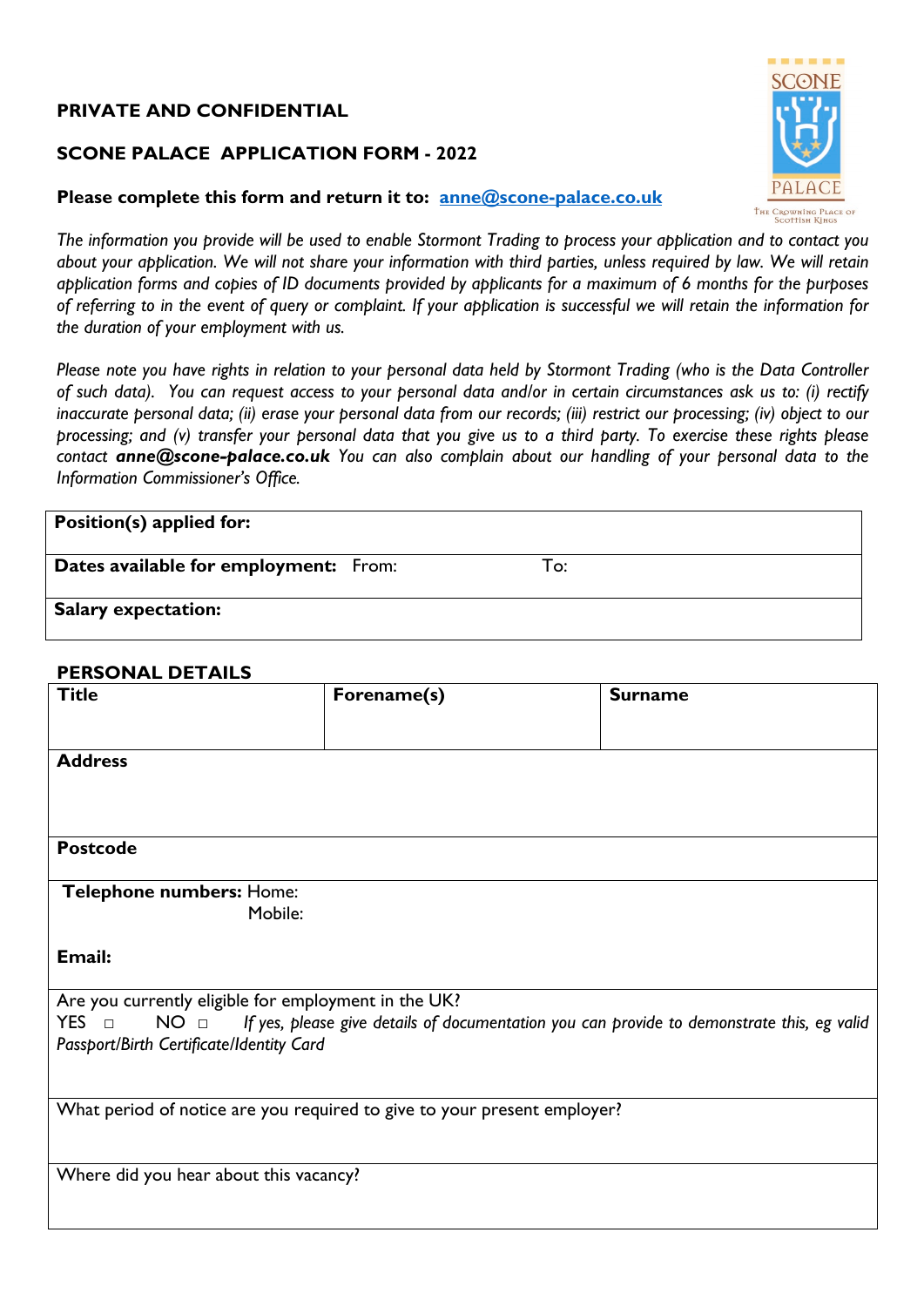**PRIVATE AND CONFIDENTIAL**

**SCONE PALACE APPLICATION FORM - 2022**

**Please complete this form and return it to: anne@scone-palace.co.uk**

*The information you provide will be used to enable Stormont Trading to process your application and to contact you about your application. We will not share your information with third parties, unless required by law. We will retain application forms and copies of ID documents provided by applicants for a maximum of 6 months for the purposes of referring to in the event of query or complaint. If your application is successful we will retain the information for the duration of your employment with us.*

*Please note you have rights in relation to your personal data held by Stormont Trading (who is the Data Controller of such data). You can request access to your personal data and/or in certain circumstances ask us to: (i) rectify inaccurate personal data; (ii) erase your personal data from our records; (iii) restrict our processing; (iv) object to our processing; and (v) transfer your personal data that you give us to a third party. To exercise these rights please contact **anne@scone-palace.co.uk** You can also complain about our handling of your personal data to the Information Commissioner's Office.*

| **Position(s) applied for:** |
|---|
| **Dates available for employment:** From: To: |
| **Salary expectation:** |

**PERSONAL DETAILS**

| **Title** | **Forename(s)** | **Surname** |
|---|---|---|
| **Address** | | |
| **Postcode** | | |
| **Telephone numbers:** Home: <br> Mobile: <br><br> **Email:** | | |
| Are you currently eligible for employment in the UK? <br> YES □ NO □ *If yes, please give details of documentation you can provide to demonstrate this, eg valid Passport/Birth Certificate/Identity Card* | | |
| What period of notice are you required to give to your present employer? | | |
| Where did you hear about this vacancy? | | |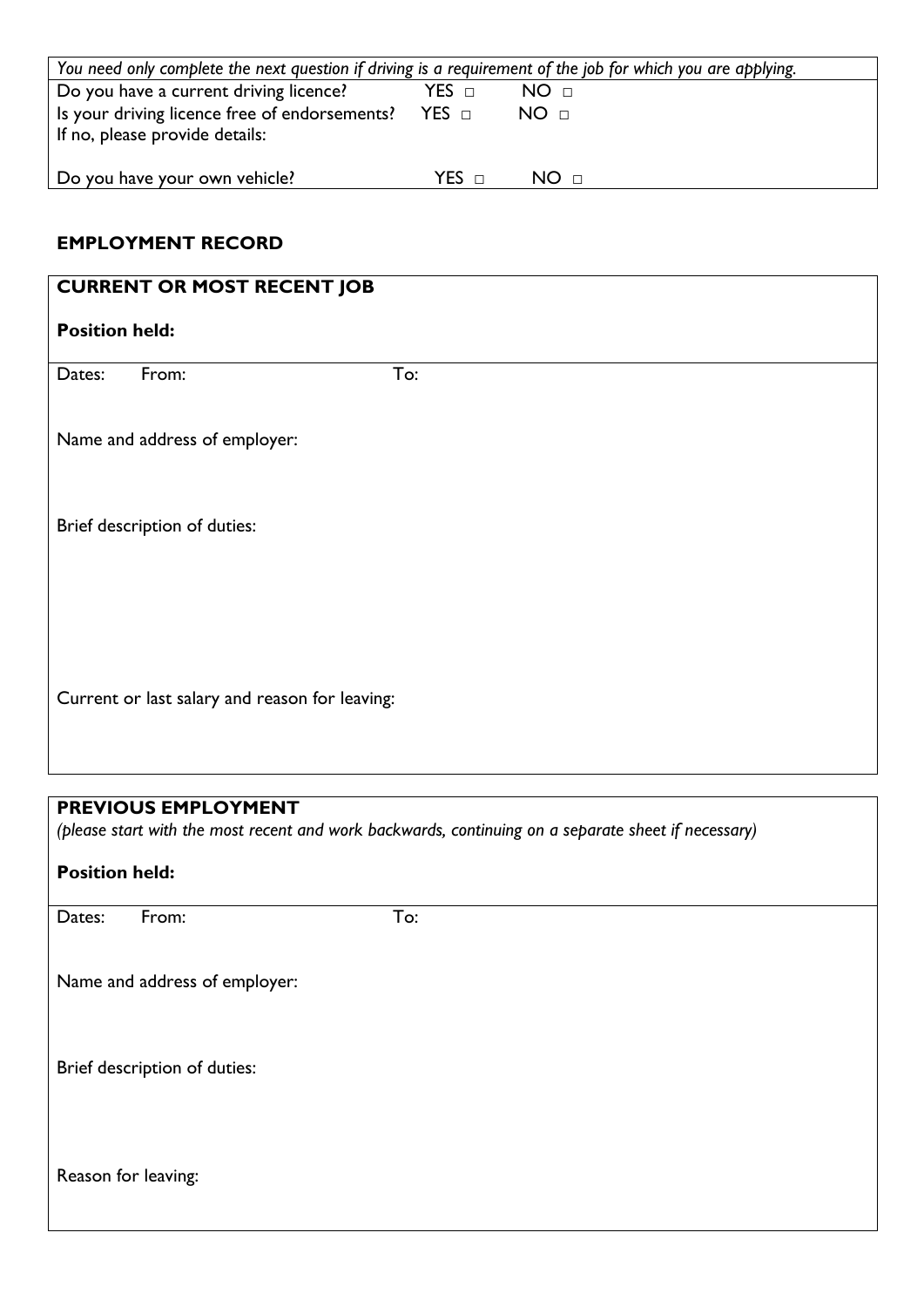*You need only complete the next question if driving is a requirement of the job for which you are applying.*

| | | |
|---|---|---|
| Do you have a current driving licence? | YES □ | NO □ |
| Is your driving licence free of endorsements? | YES □ | NO □ |
| If no, please provide details: | | |
| Do you have your own vehicle? | YES □ | NO □ |

## EMPLOYMENT RECORD

### CURRENT OR MOST RECENT JOB

**Position held:**

Dates: From: To:

Name and address of employer:

Brief description of duties:

Current or last salary and reason for leaving:

### PREVIOUS EMPLOYMENT

*(please start with the most recent and work backwards, continuing on a separate sheet if necessary)*

**Position held:**

Dates: From: To:

Name and address of employer:

Brief description of duties:

Reason for leaving: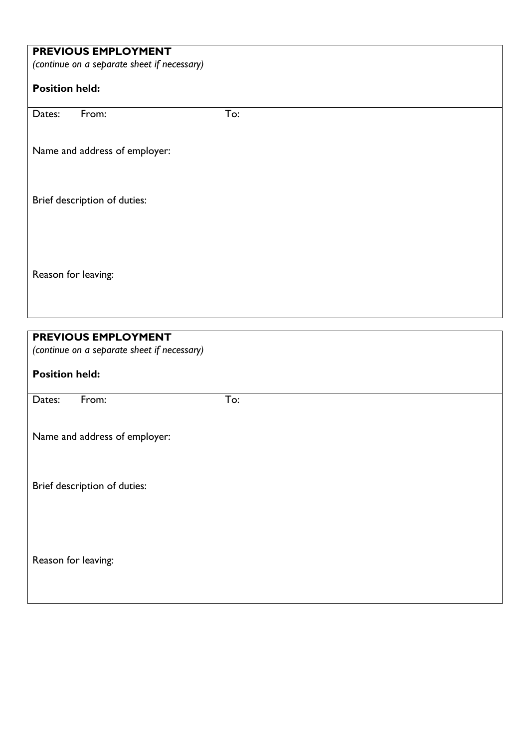**PREVIOUS EMPLOYMENT**
*(continue on a separate sheet if necessary)*

**Position held:**

Dates: From: To:

Name and address of employer:

Brief description of duties:

Reason for leaving:

**PREVIOUS EMPLOYMENT**
*(continue on a separate sheet if necessary)*

**Position held:**

Dates: From: To:

Name and address of employer:

Brief description of duties:

Reason for leaving: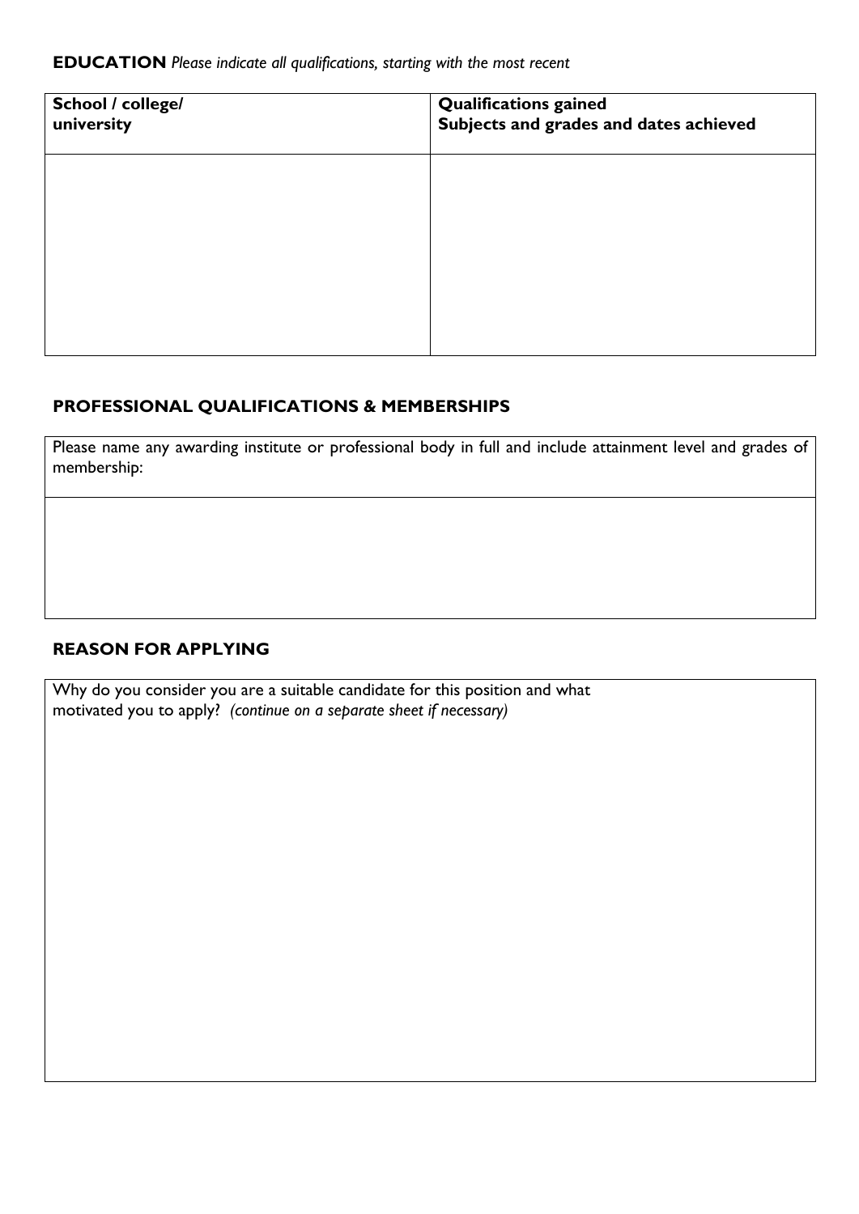**EDUCATION** *Please indicate all qualifications, starting with the most recent*

| School / college/ university | Qualifications gained Subjects and grades and dates achieved |
|---|---|
| | |

## PROFESSIONAL QUALIFICATIONS & MEMBERSHIPS

| Please name any awarding institute or professional body in full and include attainment level and grades of membership: |
|---|
| |

## REASON FOR APPLYING

| Why do you consider you are a suitable candidate for this position and what motivated you to apply? *(continue on a separate sheet if necessary)* |
|---|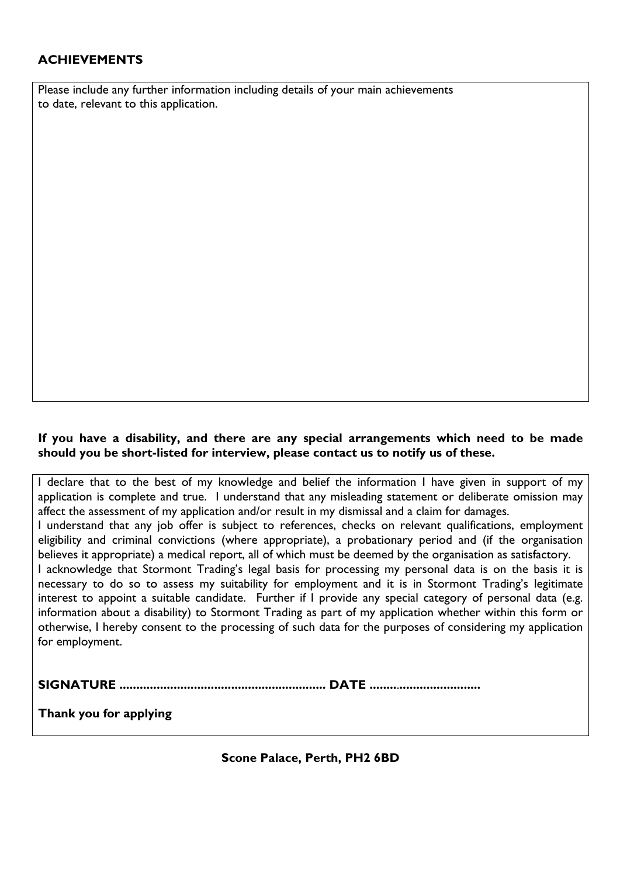## ACHIEVEMENTS

Please include any further information including details of your main achievements to date, relevant to this application.

**If you have a disability, and there are any special arrangements which need to be made should you be short-listed for interview, please contact us to notify us of these.**

I declare that to the best of my knowledge and belief the information I have given in support of my application is complete and true. I understand that any misleading statement or deliberate omission may affect the assessment of my application and/or result in my dismissal and a claim for damages.
I understand that any job offer is subject to references, checks on relevant qualifications, employment eligibility and criminal convictions (where appropriate), a probationary period and (if the organisation believes it appropriate) a medical report, all of which must be deemed by the organisation as satisfactory.
I acknowledge that Stormont Trading's legal basis for processing my personal data is on the basis it is necessary to do so to assess my suitability for employment and it is in Stormont Trading's legitimate interest to appoint a suitable candidate. Further if I provide any special category of personal data (e.g. information about a disability) to Stormont Trading as part of my application whether within this form or otherwise, I hereby consent to the processing of such data for the purposes of considering my application for employment.

**SIGNATURE ............................................................ DATE ................................**

**Thank you for applying**

**Scone Palace, Perth, PH2 6BD**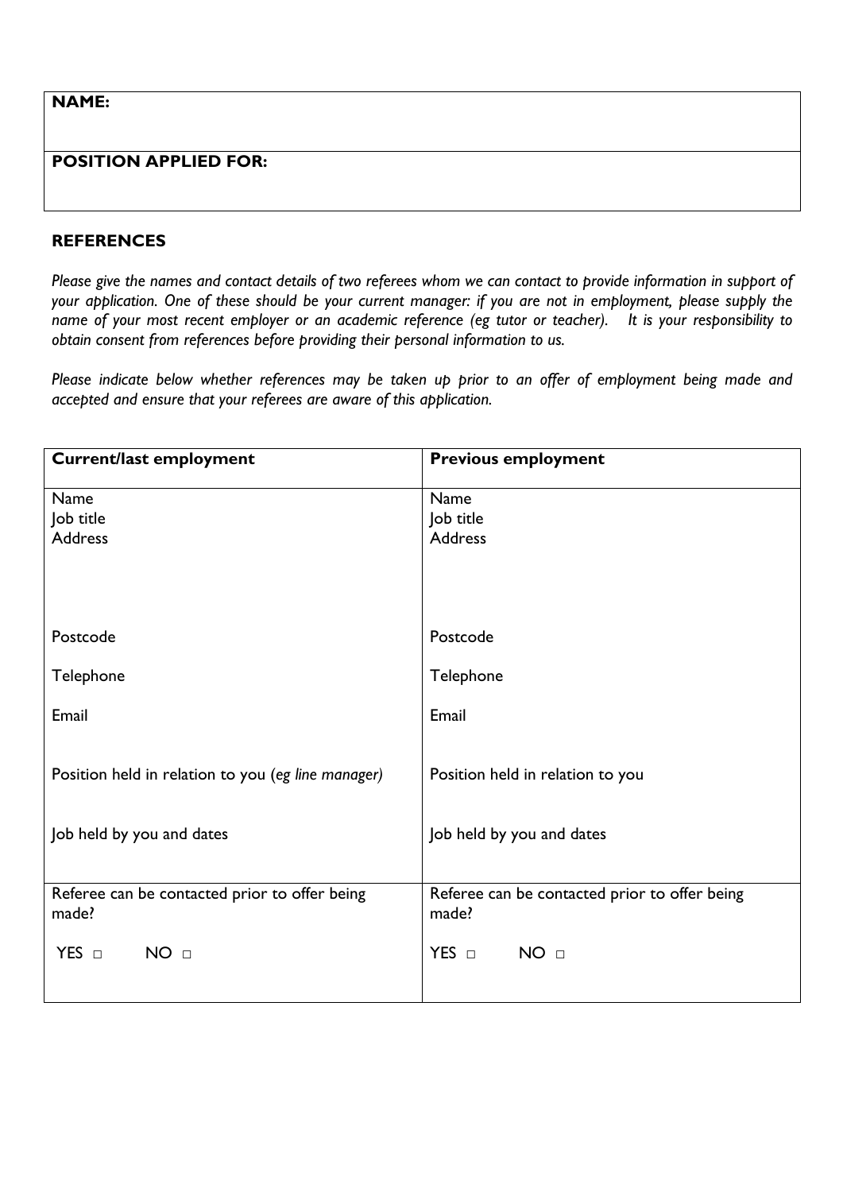| **NAME:** |
|---|
| **POSITION APPLIED FOR:** |

## REFERENCES

*Please give the names and contact details of two referees whom we can contact to provide information in support of your application. One of these should be your current manager: if you are not in employment, please supply the name of your most recent employer or an academic reference (eg tutor or teacher). It is your responsibility to obtain consent from references before providing their personal information to us.*

*Please indicate below whether references may be taken up prior to an offer of employment being made and accepted and ensure that your referees are aware of this application.*

| **Current/last employment** | **Previous employment** |
|---|---|
| Name<br>Job title<br>Address<br><br><br><br>Postcode<br><br>Telephone<br><br>Email<br><br>Position held in relation to you (*eg line manager)*<br><br>Job held by you and dates | Name<br>Job title<br>Address<br><br><br><br>Postcode<br><br>Telephone<br><br>Email<br><br>Position held in relation to you<br><br>Job held by you and dates |
| Referee can be contacted prior to offer being made?<br><br>YES □ NO □ | Referee can be contacted prior to offer being made?<br><br>YES □ NO □ |